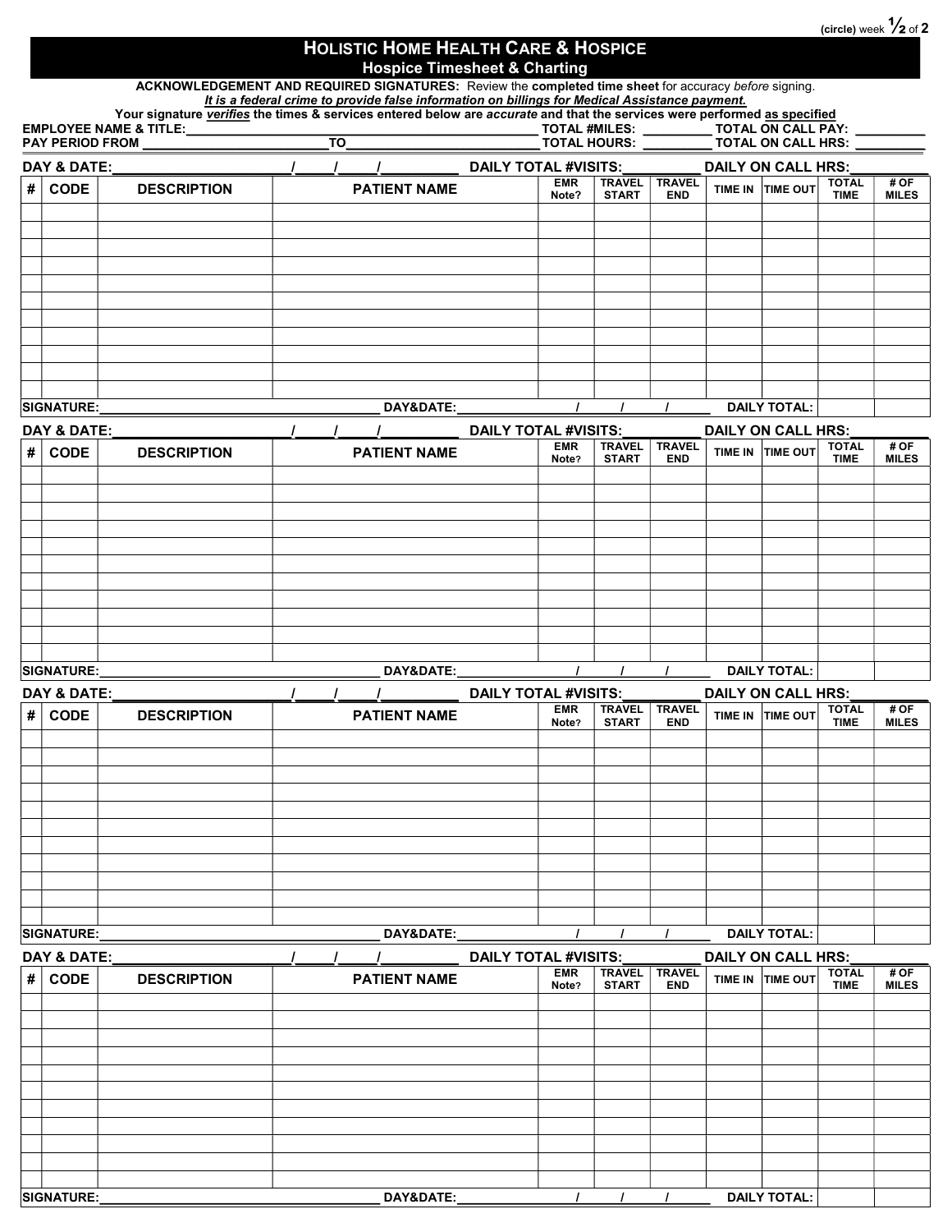(circle) week 1/2 of 2

# HOLISTIC HOME HEALTH CARE & HOSPICE

## Hospice Timesheet & Charting

**ACKNOWLEDGEMENT AND REQUIRED SIGNATURES:** Review the **completed time sheet** for accuracy *before* signing.

***It is a federal crime to provide false information on billings for Medical Assistance payment.***

**Your signature *verifies* the times & services entered below are *accurate* and that the services were performed as specified**

**EMPLOYEE NAME & TITLE:**_______________________________ **TOTAL #MILES:** _________ **TOTAL ON CALL PAY:** _________

**PAY PERIOD FROM** _______________ **TO** _______________ **TOTAL HOURS:** _________ **TOTAL ON CALL HRS:** _________

**DAY & DATE:**_______________/_____/_____/_________ **DAILY TOTAL #VISITS:**_________ **DAILY ON CALL HRS:**_________

| # | CODE | DESCRIPTION | PATIENT NAME | EMR Note? | TRAVEL START | TRAVEL END | TIME IN | TIME OUT | TOTAL TIME | # OF MILES |
|---|---|---|---|---|---|---|---|---|---|---|
| | | | | | | | | | | |
| | | | | | | | | | | |
| | | | | | | | | | | |
| | | | | | | | | | | |
| | | | | | | | | | | |
| | | | | | | | | | | |
| | | | | | | | | | | |
| | | | | | | | | | | |
| | | | | | | | | | | |
| | | | | | | | | | | |
| | | | | | | | | | | |

**SIGNATURE:**______________________________ **DAY&DATE:**____________/_____/_____/_____ **DAILY TOTAL:** ______ ______

**DAY & DATE:**_______________/_____/_____/_________ **DAILY TOTAL #VISITS:**_________ **DAILY ON CALL HRS:**_________

| # | CODE | DESCRIPTION | PATIENT NAME | EMR Note? | TRAVEL START | TRAVEL END | TIME IN | TIME OUT | TOTAL TIME | # OF MILES |
|---|---|---|---|---|---|---|---|---|---|---|
| | | | | | | | | | | |
| | | | | | | | | | | |
| | | | | | | | | | | |
| | | | | | | | | | | |
| | | | | | | | | | | |
| | | | | | | | | | | |
| | | | | | | | | | | |
| | | | | | | | | | | |
| | | | | | | | | | | |
| | | | | | | | | | | |
| | | | | | | | | | | |

**SIGNATURE:**______________________________ **DAY&DATE:**____________/_____/_____/_____ **DAILY TOTAL:** ______ ______

**DAY & DATE:**_______________/_____/_____/_________ **DAILY TOTAL #VISITS:**_________ **DAILY ON CALL HRS:**_________

| # | CODE | DESCRIPTION | PATIENT NAME | EMR Note? | TRAVEL START | TRAVEL END | TIME IN | TIME OUT | TOTAL TIME | # OF MILES |
|---|---|---|---|---|---|---|---|---|---|---|
| | | | | | | | | | | |
| | | | | | | | | | | |
| | | | | | | | | | | |
| | | | | | | | | | | |
| | | | | | | | | | | |
| | | | | | | | | | | |
| | | | | | | | | | | |
| | | | | | | | | | | |
| | | | | | | | | | | |
| | | | | | | | | | | |
| | | | | | | | | | | |

**SIGNATURE:**______________________________ **DAY&DATE:**____________/_____/_____/_____ **DAILY TOTAL:** ______ ______

**DAY & DATE:**_______________/_____/_____/_________ **DAILY TOTAL #VISITS:**_________ **DAILY ON CALL HRS:**_________

| # | CODE | DESCRIPTION | PATIENT NAME | EMR Note? | TRAVEL START | TRAVEL END | TIME IN | TIME OUT | TOTAL TIME | # OF MILES |
|---|---|---|---|---|---|---|---|---|---|---|
| | | | | | | | | | | |
| | | | | | | | | | | |
| | | | | | | | | | | |
| | | | | | | | | | | |
| | | | | | | | | | | |
| | | | | | | | | | | |
| | | | | | | | | | | |
| | | | | | | | | | | |
| | | | | | | | | | | |
| | | | | | | | | | | |
| | | | | | | | | | | |

**SIGNATURE:**______________________________ **DAY&DATE:**____________/_____/_____/_____ **DAILY TOTAL:** ______ ______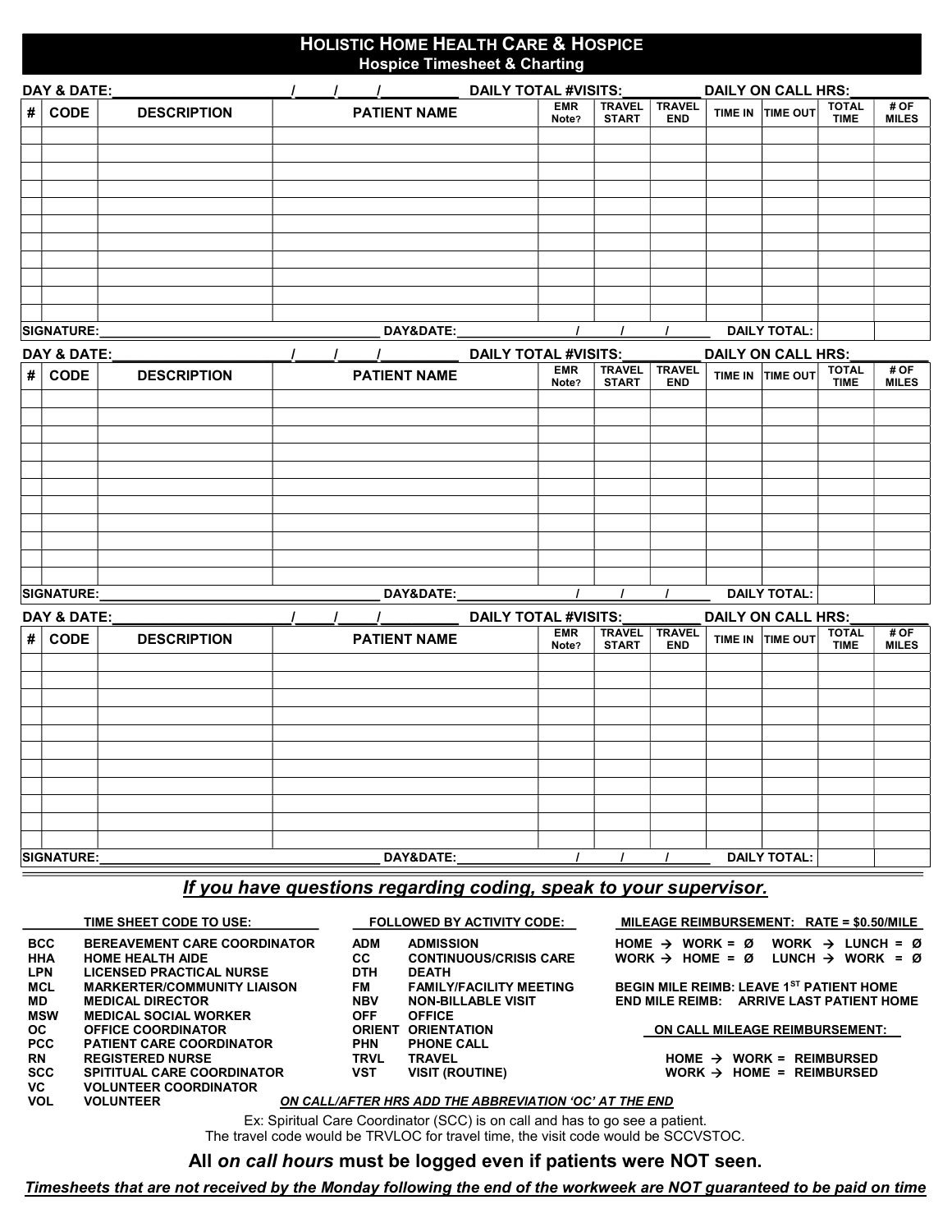# HOLISTIC HOME HEALTH CARE & HOSPICE
## Hospice Timesheet & Charting

DAY & DATE:______________________/____/____/__________ DAILY TOTAL #VISITS:__________ DAILY ON CALL HRS:__________

| # | CODE | DESCRIPTION | PATIENT NAME | EMR Note? | TRAVEL START | TRAVEL END | TIME IN | TIME OUT | TOTAL TIME | # OF MILES |
|---|---|---|---|---|---|---|---|---|---|---|
| | | | | | | | | | | |
| | | | | | | | | | | |
| | | | | | | | | | | |
| | | | | | | | | | | |
| | | | | | | | | | | |
| | | | | | | | | | | |
| | | | | | | | | | | |
| | | | | | | | | | | |
| | | | | | | | | | | |
| | | | | | | | | | | |
| | | | | | | | | | | |
| SIGNATURE: | | | DAY&DATE: / / / | | | | DAILY TOTAL: | | | |

DAY & DATE:______________________/____/____/__________ DAILY TOTAL #VISITS:__________ DAILY ON CALL HRS:__________

| # | CODE | DESCRIPTION | PATIENT NAME | EMR Note? | TRAVEL START | TRAVEL END | TIME IN | TIME OUT | TOTAL TIME | # OF MILES |
|---|---|---|---|---|---|---|---|---|---|---|
| | | | | | | | | | | |
| | | | | | | | | | | |
| | | | | | | | | | | |
| | | | | | | | | | | |
| | | | | | | | | | | |
| | | | | | | | | | | |
| | | | | | | | | | | |
| | | | | | | | | | | |
| | | | | | | | | | | |
| | | | | | | | | | | |
| | | | | | | | | | | |
| SIGNATURE: | | | DAY&DATE: / / / | | | | DAILY TOTAL: | | | |

DAY & DATE:______________________/____/____/__________ DAILY TOTAL #VISITS:__________ DAILY ON CALL HRS:__________

| # | CODE | DESCRIPTION | PATIENT NAME | EMR Note? | TRAVEL START | TRAVEL END | TIME IN | TIME OUT | TOTAL TIME | # OF MILES |
|---|---|---|---|---|---|---|---|---|---|---|
| | | | | | | | | | | |
| | | | | | | | | | | |
| | | | | | | | | | | |
| | | | | | | | | | | |
| | | | | | | | | | | |
| | | | | | | | | | | |
| | | | | | | | | | | |
| | | | | | | | | | | |
| | | | | | | | | | | |
| | | | | | | | | | | |
| | | | | | | | | | | |
| SIGNATURE: | | | DAY&DATE: / / / | | | | DAILY TOTAL: | | | |

***If you have questions regarding coding, speak to your supervisor.***

**TIME SHEET CODE TO USE:**

| | |
|---|---|
| BCC | BEREAVEMENT CARE COORDINATOR |
| HHA | HOME HEALTH AIDE |
| LPN | LICENSED PRACTICAL NURSE |
| MCL | MARKERTER/COMMUNITY LIAISON |
| MD | MEDICAL DIRECTOR |
| MSW | MEDICAL SOCIAL WORKER |
| OC | OFFICE COORDINATOR |
| PCC | PATIENT CARE COORDINATOR |
| RN | REGISTERED NURSE |
| SCC | SPITITUAL CARE COORDINATOR |
| VC | VOLUNTEER COORDINATOR |
| VOL | VOLUNTEER |

**FOLLOWED BY ACTIVITY CODE:**

| | |
|---|---|
| ADM | ADMISSION |
| CC | CONTINUOUS/CRISIS CARE |
| DTH | DEATH |
| FM | FAMILY/FACILITY MEETING |
| NBV | NON-BILLABLE VISIT |
| OFF | OFFICE |
| ORIENT | ORIENTATION |
| PHN | PHONE CALL |
| TRVL | TRAVEL |
| VST | VISIT (ROUTINE) |

**MILEAGE REIMBURSEMENT: RATE = $0.50/MILE**

HOME → WORK = Ø WORK → LUNCH = Ø
WORK → HOME = Ø LUNCH → WORK = Ø

BEGIN MILE REIMB: LEAVE 1ST PATIENT HOME
END MILE REIMB: ARRIVE LAST PATIENT HOME

**ON CALL MILEAGE REIMBURSEMENT:**

HOME → WORK = REIMBURSED
WORK → HOME = REIMBURSED

***ON CALL/AFTER HRS ADD THE ABBREVIATION 'OC' AT THE END***

Ex: Spiritual Care Coordinator (SCC) is on call and has to go see a patient.
The travel code would be TRVLOC for travel time, the visit code would be SCCVSTOC.

**All *on call hours* must be logged even if patients were NOT seen.**

***Timesheets that are not received by the Monday following the end of the workweek are NOT guaranteed to be paid on time***